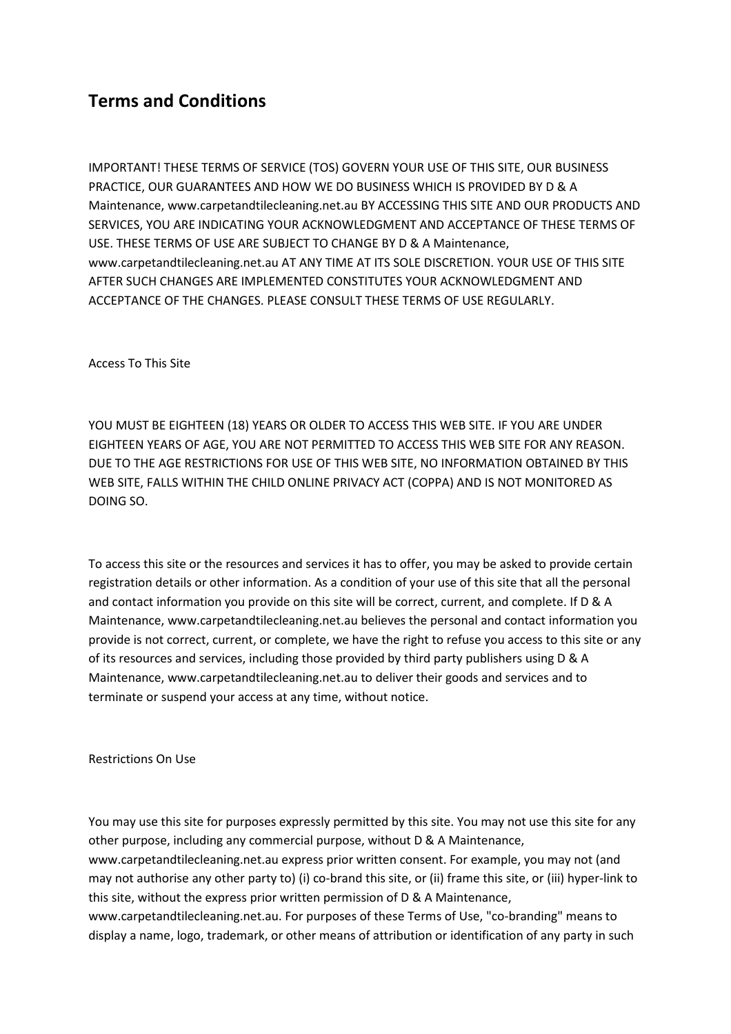# Terms and Conditions

IMPORTANT! THESE TERMS OF SERVICE (TOS) GOVERN YOUR USE OF THIS SITE, OUR BUSINESS PRACTICE, OUR GUARANTEES AND HOW WE DO BUSINESS WHICH IS PROVIDED BY D & A Maintenance, www.carpetandtilecleaning.net.au BY ACCESSING THIS SITE AND OUR PRODUCTS AND SERVICES, YOU ARE INDICATING YOUR ACKNOWLEDGMENT AND ACCEPTANCE OF THESE TERMS OF USE. THESE TERMS OF USE ARE SUBJECT TO CHANGE BY D & A Maintenance, www.carpetandtilecleaning.net.au AT ANY TIME AT ITS SOLE DISCRETION. YOUR USE OF THIS SITE AFTER SUCH CHANGES ARE IMPLEMENTED CONSTITUTES YOUR ACKNOWLEDGMENT AND ACCEPTANCE OF THE CHANGES. PLEASE CONSULT THESE TERMS OF USE REGULARLY.

Access To This Site

YOU MUST BE EIGHTEEN (18) YEARS OR OLDER TO ACCESS THIS WEB SITE. IF YOU ARE UNDER EIGHTEEN YEARS OF AGE, YOU ARE NOT PERMITTED TO ACCESS THIS WEB SITE FOR ANY REASON. DUE TO THE AGE RESTRICTIONS FOR USE OF THIS WEB SITE, NO INFORMATION OBTAINED BY THIS WEB SITE, FALLS WITHIN THE CHILD ONLINE PRIVACY ACT (COPPA) AND IS NOT MONITORED AS DOING SO.

To access this site or the resources and services it has to offer, you may be asked to provide certain registration details or other information. As a condition of your use of this site that all the personal and contact information you provide on this site will be correct, current, and complete. If D & A Maintenance, www.carpetandtilecleaning.net.au believes the personal and contact information you provide is not correct, current, or complete, we have the right to refuse you access to this site or any of its resources and services, including those provided by third party publishers using D & A Maintenance, www.carpetandtilecleaning.net.au to deliver their goods and services and to terminate or suspend your access at any time, without notice.

Restrictions On Use

You may use this site for purposes expressly permitted by this site. You may not use this site for any other purpose, including any commercial purpose, without D & A Maintenance, www.carpetandtilecleaning.net.au express prior written consent. For example, you may not (and may not authorise any other party to) (i) co-brand this site, or (ii) frame this site, or (iii) hyper-link to this site, without the express prior written permission of D & A Maintenance, www.carpetandtilecleaning.net.au. For purposes of these Terms of Use, "co-branding" means to display a name, logo, trademark, or other means of attribution or identification of any party in such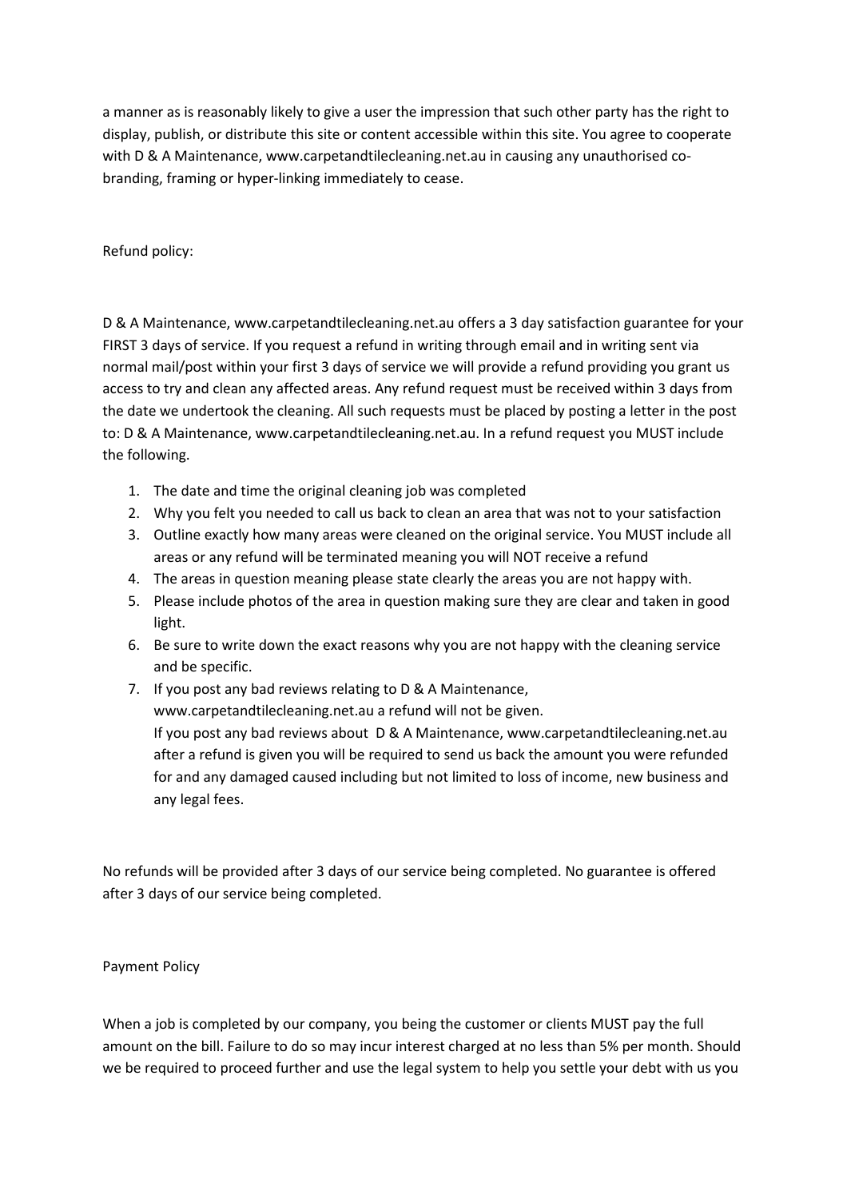a manner as is reasonably likely to give a user the impression that such other party has the right to display, publish, or distribute this site or content accessible within this site. You agree to cooperate with D & A Maintenance, www.carpetandtilecleaning.net.au in causing any unauthorised co-branding, framing or hyper-linking immediately to cease.

Refund policy:

D & A Maintenance, www.carpetandtilecleaning.net.au offers a 3 day satisfaction guarantee for your FIRST 3 days of service. If you request a refund in writing through email and in writing sent via normal mail/post within your first 3 days of service we will provide a refund providing you grant us access to try and clean any affected areas. Any refund request must be received within 3 days from the date we undertook the cleaning. All such requests must be placed by posting a letter in the post to: D & A Maintenance, www.carpetandtilecleaning.net.au. In a refund request you MUST include the following.

1. The date and time the original cleaning job was completed
2. Why you felt you needed to call us back to clean an area that was not to your satisfaction
3. Outline exactly how many areas were cleaned on the original service. You MUST include all areas or any refund will be terminated meaning you will NOT receive a refund
4. The areas in question meaning please state clearly the areas you are not happy with.
5. Please include photos of the area in question making sure they are clear and taken in good light.
6. Be sure to write down the exact reasons why you are not happy with the cleaning service and be specific.
7. If you post any bad reviews relating to D & A Maintenance, www.carpetandtilecleaning.net.au a refund will not be given.
   If you post any bad reviews about D & A Maintenance, www.carpetandtilecleaning.net.au after a refund is given you will be required to send us back the amount you were refunded for and any damaged caused including but not limited to loss of income, new business and any legal fees.

No refunds will be provided after 3 days of our service being completed. No guarantee is offered after 3 days of our service being completed.

Payment Policy

When a job is completed by our company, you being the customer or clients MUST pay the full amount on the bill. Failure to do so may incur interest charged at no less than 5% per month. Should we be required to proceed further and use the legal system to help you settle your debt with us you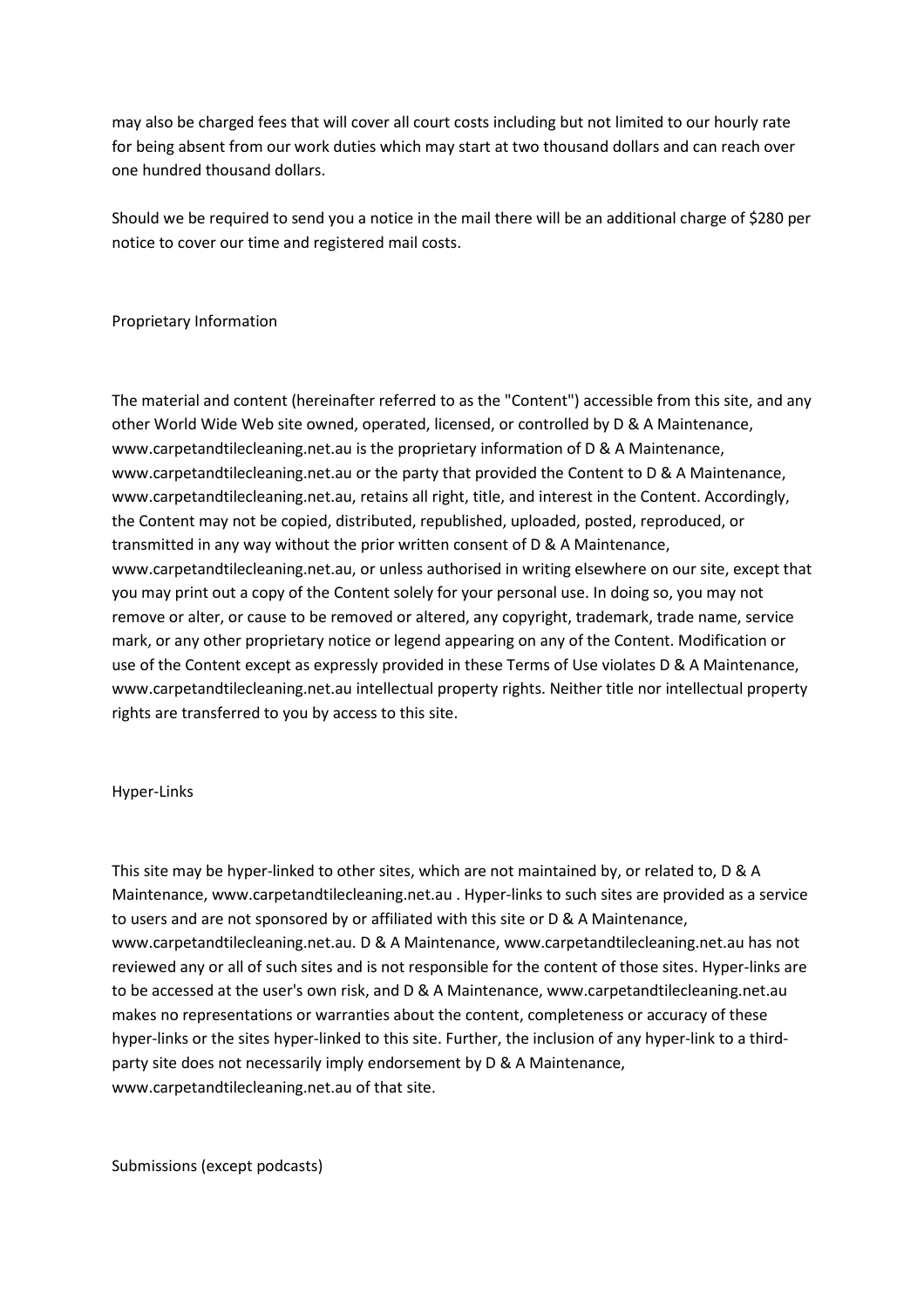may also be charged fees that will cover all court costs including but not limited to our hourly rate for being absent from our work duties which may start at two thousand dollars and can reach over one hundred thousand dollars.

Should we be required to send you a notice in the mail there will be an additional charge of $280 per notice to cover our time and registered mail costs.

## Proprietary Information

The material and content (hereinafter referred to as the "Content") accessible from this site, and any other World Wide Web site owned, operated, licensed, or controlled by D & A Maintenance, www.carpetandtilecleaning.net.au is the proprietary information of D & A Maintenance, www.carpetandtilecleaning.net.au or the party that provided the Content to D & A Maintenance, www.carpetandtilecleaning.net.au, retains all right, title, and interest in the Content. Accordingly, the Content may not be copied, distributed, republished, uploaded, posted, reproduced, or transmitted in any way without the prior written consent of D & A Maintenance, www.carpetandtilecleaning.net.au, or unless authorised in writing elsewhere on our site, except that you may print out a copy of the Content solely for your personal use. In doing so, you may not remove or alter, or cause to be removed or altered, any copyright, trademark, trade name, service mark, or any other proprietary notice or legend appearing on any of the Content. Modification or use of the Content except as expressly provided in these Terms of Use violates D & A Maintenance, www.carpetandtilecleaning.net.au intellectual property rights. Neither title nor intellectual property rights are transferred to you by access to this site.

## Hyper-Links

This site may be hyper-linked to other sites, which are not maintained by, or related to, D & A Maintenance, www.carpetandtilecleaning.net.au . Hyper-links to such sites are provided as a service to users and are not sponsored by or affiliated with this site or D & A Maintenance, www.carpetandtilecleaning.net.au. D & A Maintenance, www.carpetandtilecleaning.net.au has not reviewed any or all of such sites and is not responsible for the content of those sites. Hyper-links are to be accessed at the user's own risk, and D & A Maintenance, www.carpetandtilecleaning.net.au makes no representations or warranties about the content, completeness or accuracy of these hyper-links or the sites hyper-linked to this site. Further, the inclusion of any hyper-link to a third-party site does not necessarily imply endorsement by D & A Maintenance, www.carpetandtilecleaning.net.au of that site.

## Submissions (except podcasts)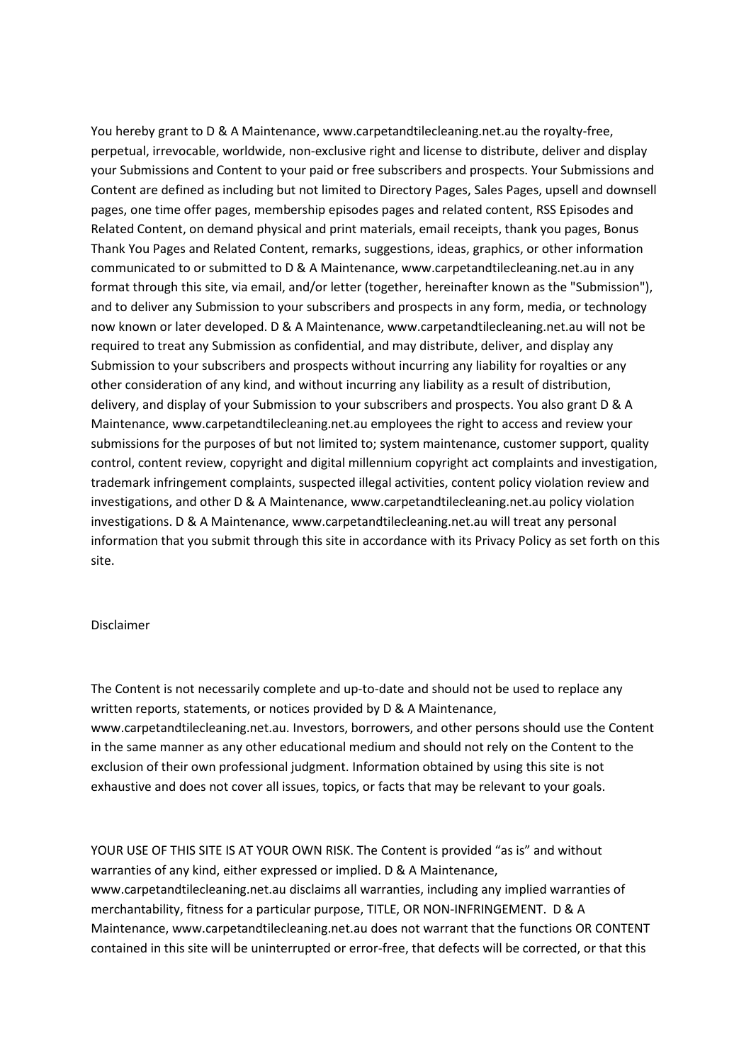You hereby grant to D & A Maintenance, www.carpetandtilecleaning.net.au the royalty-free, perpetual, irrevocable, worldwide, non-exclusive right and license to distribute, deliver and display your Submissions and Content to your paid or free subscribers and prospects. Your Submissions and Content are defined as including but not limited to Directory Pages, Sales Pages, upsell and downsell pages, one time offer pages, membership episodes pages and related content, RSS Episodes and Related Content, on demand physical and print materials, email receipts, thank you pages, Bonus Thank You Pages and Related Content, remarks, suggestions, ideas, graphics, or other information communicated to or submitted to D & A Maintenance, www.carpetandtilecleaning.net.au in any format through this site, via email, and/or letter (together, hereinafter known as the "Submission"), and to deliver any Submission to your subscribers and prospects in any form, media, or technology now known or later developed. D & A Maintenance, www.carpetandtilecleaning.net.au will not be required to treat any Submission as confidential, and may distribute, deliver, and display any Submission to your subscribers and prospects without incurring any liability for royalties or any other consideration of any kind, and without incurring any liability as a result of distribution, delivery, and display of your Submission to your subscribers and prospects. You also grant D & A Maintenance, www.carpetandtilecleaning.net.au employees the right to access and review your submissions for the purposes of but not limited to; system maintenance, customer support, quality control, content review, copyright and digital millennium copyright act complaints and investigation, trademark infringement complaints, suspected illegal activities, content policy violation review and investigations, and other D & A Maintenance, www.carpetandtilecleaning.net.au policy violation investigations. D & A Maintenance, www.carpetandtilecleaning.net.au will treat any personal information that you submit through this site in accordance with its Privacy Policy as set forth on this site.

Disclaimer

The Content is not necessarily complete and up-to-date and should not be used to replace any written reports, statements, or notices provided by D & A Maintenance, www.carpetandtilecleaning.net.au. Investors, borrowers, and other persons should use the Content in the same manner as any other educational medium and should not rely on the Content to the exclusion of their own professional judgment. Information obtained by using this site is not exhaustive and does not cover all issues, topics, or facts that may be relevant to your goals.

YOUR USE OF THIS SITE IS AT YOUR OWN RISK. The Content is provided "as is" and without warranties of any kind, either expressed or implied. D & A Maintenance, www.carpetandtilecleaning.net.au disclaims all warranties, including any implied warranties of merchantability, fitness for a particular purpose, TITLE, OR NON-INFRINGEMENT. D & A Maintenance, www.carpetandtilecleaning.net.au does not warrant that the functions OR CONTENT contained in this site will be uninterrupted or error-free, that defects will be corrected, or that this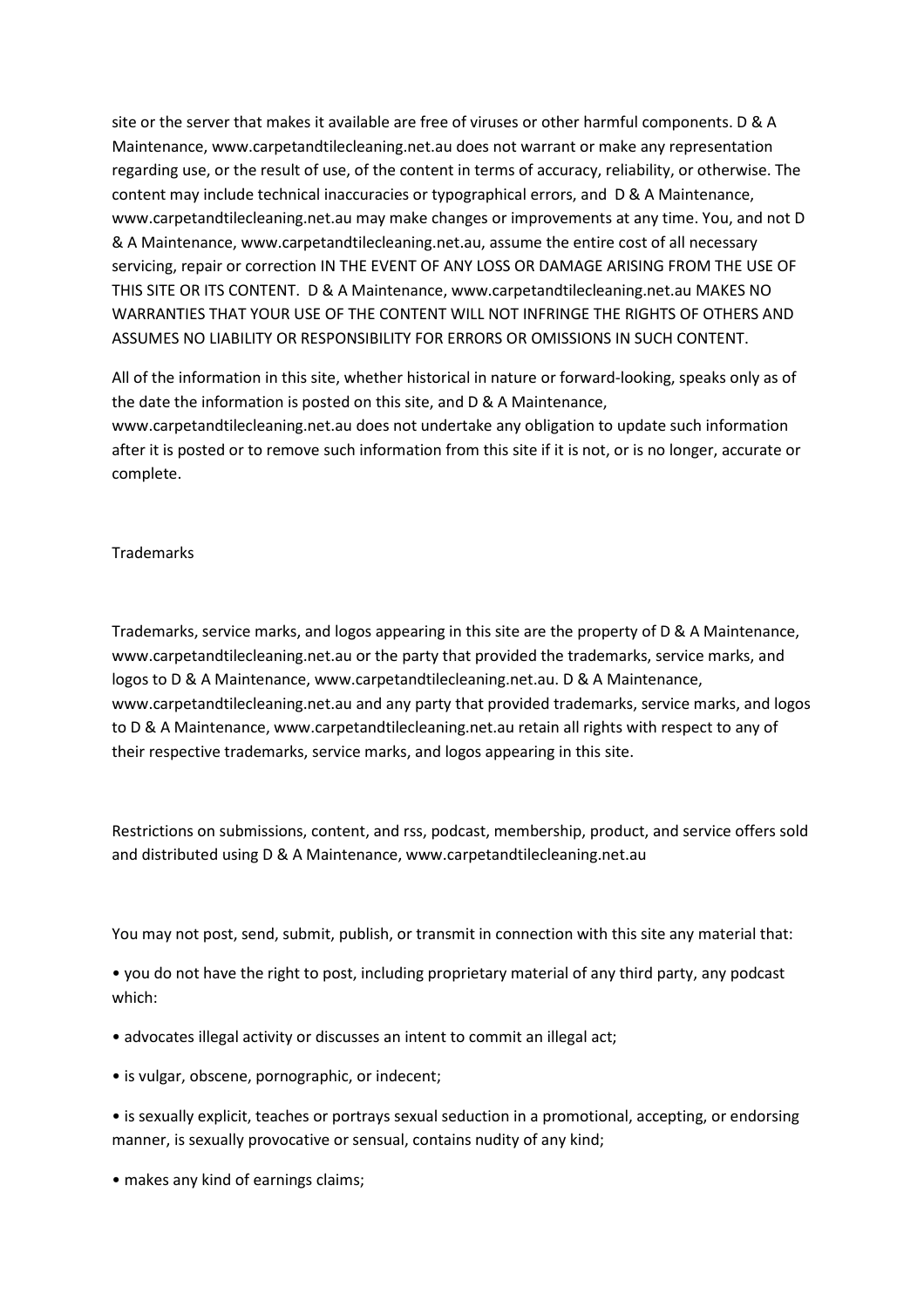site or the server that makes it available are free of viruses or other harmful components. D & A Maintenance, www.carpetandtilecleaning.net.au does not warrant or make any representation regarding use, or the result of use, of the content in terms of accuracy, reliability, or otherwise. The content may include technical inaccuracies or typographical errors, and D & A Maintenance, www.carpetandtilecleaning.net.au may make changes or improvements at any time. You, and not D & A Maintenance, www.carpetandtilecleaning.net.au, assume the entire cost of all necessary servicing, repair or correction IN THE EVENT OF ANY LOSS OR DAMAGE ARISING FROM THE USE OF THIS SITE OR ITS CONTENT. D & A Maintenance, www.carpetandtilecleaning.net.au MAKES NO WARRANTIES THAT YOUR USE OF THE CONTENT WILL NOT INFRINGE THE RIGHTS OF OTHERS AND ASSUMES NO LIABILITY OR RESPONSIBILITY FOR ERRORS OR OMISSIONS IN SUCH CONTENT.

All of the information in this site, whether historical in nature or forward-looking, speaks only as of the date the information is posted on this site, and D & A Maintenance, www.carpetandtilecleaning.net.au does not undertake any obligation to update such information after it is posted or to remove such information from this site if it is not, or is no longer, accurate or complete.

Trademarks

Trademarks, service marks, and logos appearing in this site are the property of D & A Maintenance, www.carpetandtilecleaning.net.au or the party that provided the trademarks, service marks, and logos to D & A Maintenance, www.carpetandtilecleaning.net.au. D & A Maintenance, www.carpetandtilecleaning.net.au and any party that provided trademarks, service marks, and logos to D & A Maintenance, www.carpetandtilecleaning.net.au retain all rights with respect to any of their respective trademarks, service marks, and logos appearing in this site.

Restrictions on submissions, content, and rss, podcast, membership, product, and service offers sold and distributed using D & A Maintenance, www.carpetandtilecleaning.net.au

You may not post, send, submit, publish, or transmit in connection with this site any material that:

- you do not have the right to post, including proprietary material of any third party, any podcast which:
- advocates illegal activity or discusses an intent to commit an illegal act;
- is vulgar, obscene, pornographic, or indecent;
- is sexually explicit, teaches or portrays sexual seduction in a promotional, accepting, or endorsing manner, is sexually provocative or sensual, contains nudity of any kind;
- makes any kind of earnings claims;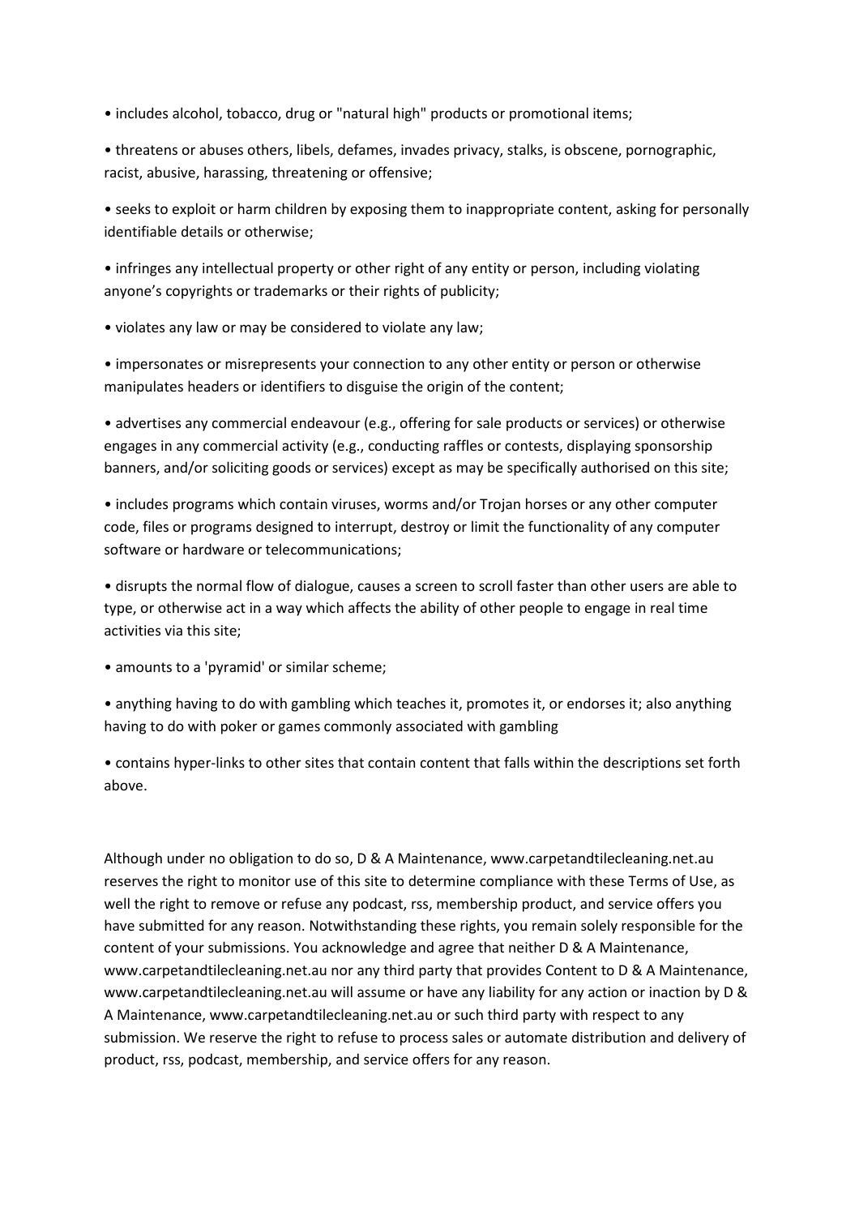- includes alcohol, tobacco, drug or "natural high" products or promotional items;
- threatens or abuses others, libels, defames, invades privacy, stalks, is obscene, pornographic, racist, abusive, harassing, threatening or offensive;
- seeks to exploit or harm children by exposing them to inappropriate content, asking for personally identifiable details or otherwise;
- infringes any intellectual property or other right of any entity or person, including violating anyone's copyrights or trademarks or their rights of publicity;
- violates any law or may be considered to violate any law;
- impersonates or misrepresents your connection to any other entity or person or otherwise manipulates headers or identifiers to disguise the origin of the content;
- advertises any commercial endeavour (e.g., offering for sale products or services) or otherwise engages in any commercial activity (e.g., conducting raffles or contests, displaying sponsorship banners, and/or soliciting goods or services) except as may be specifically authorised on this site;
- includes programs which contain viruses, worms and/or Trojan horses or any other computer code, files or programs designed to interrupt, destroy or limit the functionality of any computer software or hardware or telecommunications;
- disrupts the normal flow of dialogue, causes a screen to scroll faster than other users are able to type, or otherwise act in a way which affects the ability of other people to engage in real time activities via this site;
- amounts to a 'pyramid' or similar scheme;
- anything having to do with gambling which teaches it, promotes it, or endorses it; also anything having to do with poker or games commonly associated with gambling
- contains hyper-links to other sites that contain content that falls within the descriptions set forth above.

Although under no obligation to do so, D & A Maintenance, www.carpetandtilecleaning.net.au reserves the right to monitor use of this site to determine compliance with these Terms of Use, as well the right to remove or refuse any podcast, rss, membership product, and service offers you have submitted for any reason. Notwithstanding these rights, you remain solely responsible for the content of your submissions. You acknowledge and agree that neither D & A Maintenance, www.carpetandtilecleaning.net.au nor any third party that provides Content to D & A Maintenance, www.carpetandtilecleaning.net.au will assume or have any liability for any action or inaction by D & A Maintenance, www.carpetandtilecleaning.net.au or such third party with respect to any submission. We reserve the right to refuse to process sales or automate distribution and delivery of product, rss, podcast, membership, and service offers for any reason.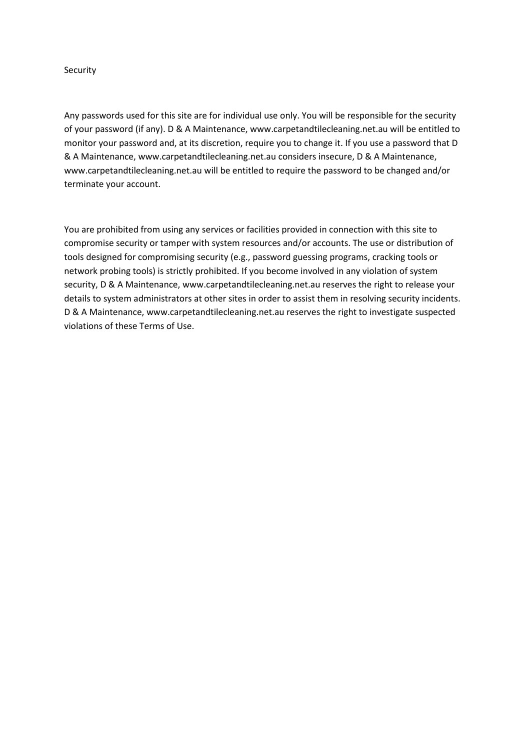Security

Any passwords used for this site are for individual use only. You will be responsible for the security of your password (if any). D & A Maintenance, www.carpetandtilecleaning.net.au will be entitled to monitor your password and, at its discretion, require you to change it. If you use a password that D & A Maintenance, www.carpetandtilecleaning.net.au considers insecure, D & A Maintenance, www.carpetandtilecleaning.net.au will be entitled to require the password to be changed and/or terminate your account.

You are prohibited from using any services or facilities provided in connection with this site to compromise security or tamper with system resources and/or accounts. The use or distribution of tools designed for compromising security (e.g., password guessing programs, cracking tools or network probing tools) is strictly prohibited. If you become involved in any violation of system security, D & A Maintenance, www.carpetandtilecleaning.net.au reserves the right to release your details to system administrators at other sites in order to assist them in resolving security incidents. D & A Maintenance, www.carpetandtilecleaning.net.au reserves the right to investigate suspected violations of these Terms of Use.